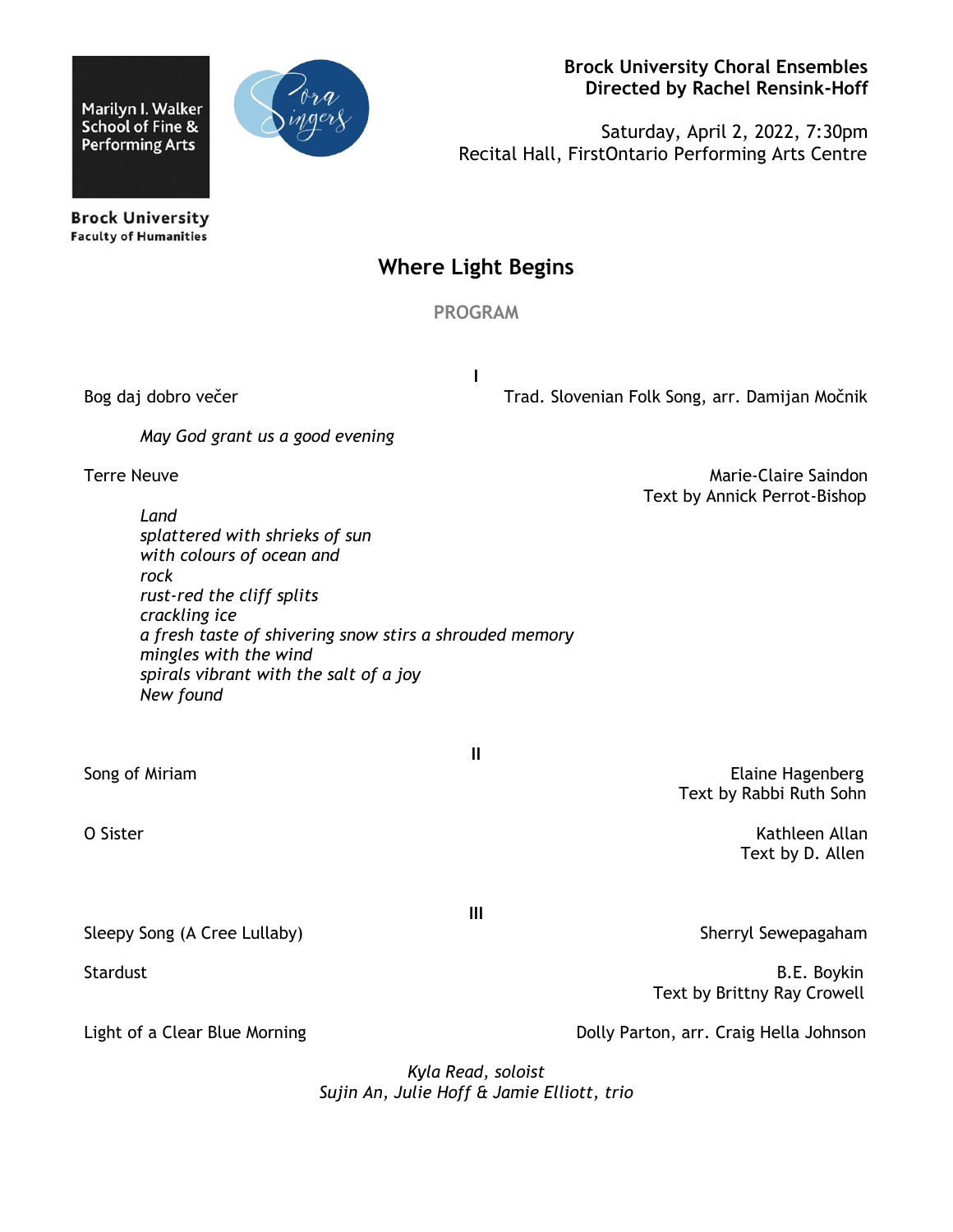Marilyn I. Walker School of Fine & Performing Arts

Brock University
Faculty of Humanities

Sora Singers

**Brock University Choral Ensembles**
**Directed by Rachel Rensink-Hoff**

Saturday, April 2, 2022, 7:30pm
Recital Hall, FirstOntario Performing Arts Centre

# Where Light Begins

## PROGRAM

### I

Bog daj dobro večer — Trad. Slovenian Folk Song, arr. Damijan Močnik

*May God grant us a good evening*

Terre Neuve — Marie-Claire Saindon
Text by Annick Perrot-Bishop

*Land*
*splattered with shrieks of sun*
*with colours of ocean and*
*rock*
*rust-red the cliff splits*
*crackling ice*
*a fresh taste of shivering snow stirs a shrouded memory*
*mingles with the wind*
*spirals vibrant with the salt of a joy*
*New found*

### II

Song of Miriam — Elaine Hagenberg
Text by Rabbi Ruth Sohn

O Sister — Kathleen Allan
Text by D. Allen

### III

Sleepy Song (A Cree Lullaby) — Sherryl Sewepagaham

Stardust — B.E. Boykin
Text by Brittny Ray Crowell

Light of a Clear Blue Morning — Dolly Parton, arr. Craig Hella Johnson

*Kyla Read, soloist*
*Sujin An, Julie Hoff & Jamie Elliott, trio*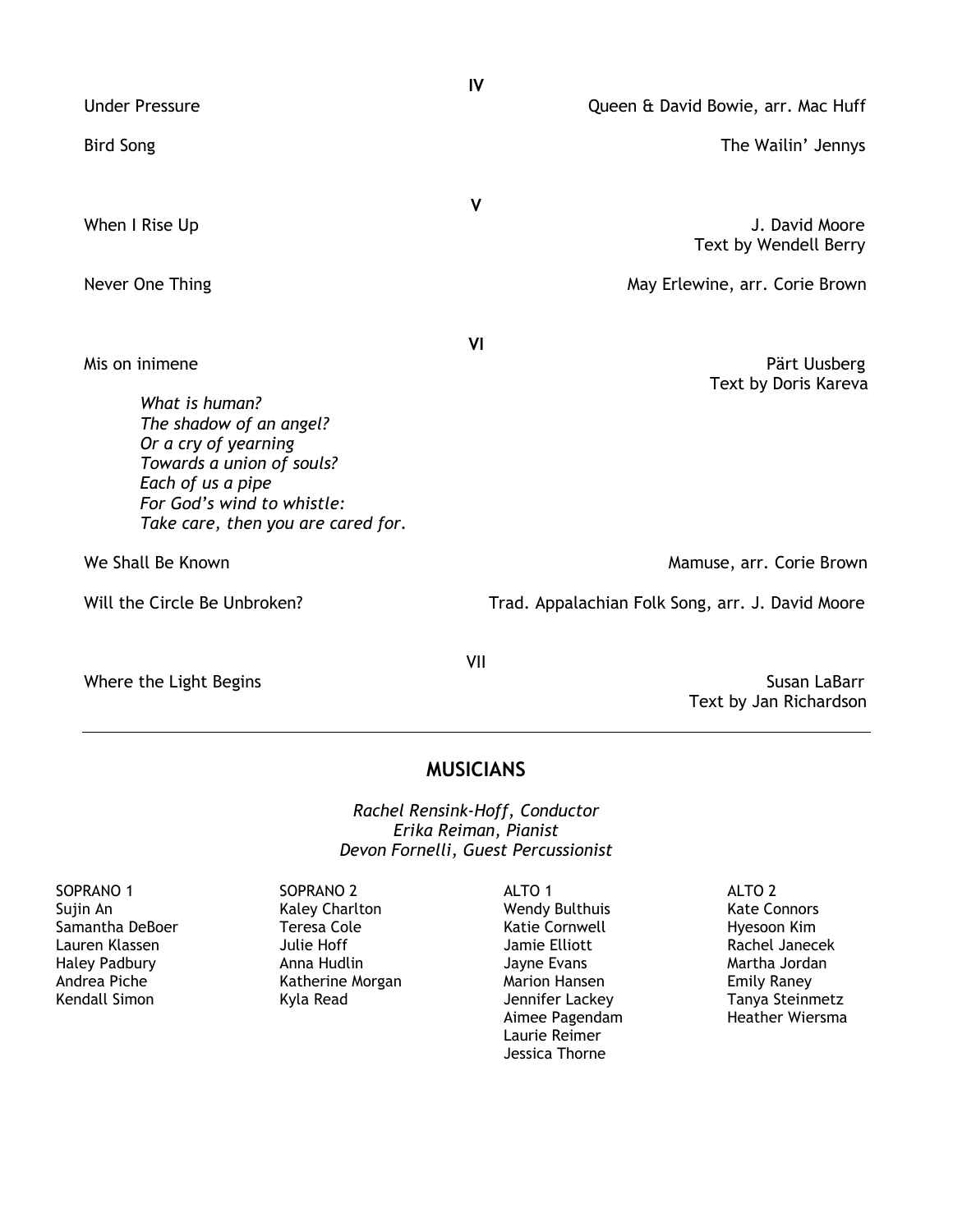**IV**

Under Pressure — Queen & David Bowie, arr. Mac Huff

Bird Song — The Wailin' Jennys

**V**

When I Rise Up — J. David Moore
Text by Wendell Berry

Never One Thing — May Erlewine, arr. Corie Brown

**VI**

Mis on inimene — Pärt Uusberg
Text by Doris Kareva

*What is human?*
*The shadow of an angel?*
*Or a cry of yearning*
*Towards a union of souls?*
*Each of us a pipe*
*For God's wind to whistle:*
*Take care, then you are cared for.*

We Shall Be Known — Mamuse, arr. Corie Brown

Will the Circle Be Unbroken? — Trad. Appalachian Folk Song, arr. J. David Moore

VII

Where the Light Begins — Susan LaBarr
Text by Jan Richardson

---

## MUSICIANS

*Rachel Rensink-Hoff, Conductor*
*Erika Reiman, Pianist*
*Devon Fornelli, Guest Percussionist*

| SOPRANO 1 | SOPRANO 2 | ALTO 1 | ALTO 2 |
|---|---|---|---|
| Sujin An | Kaley Charlton | Wendy Bulthuis | Kate Connors |
| Samantha DeBoer | Teresa Cole | Katie Cornwell | Hyesoon Kim |
| Lauren Klassen | Julie Hoff | Jamie Elliott | Rachel Janecek |
| Haley Padbury | Anna Hudlin | Jayne Evans | Martha Jordan |
| Andrea Piche | Katherine Morgan | Marion Hansen | Emily Raney |
| Kendall Simon | Kyla Read | Jennifer Lackey | Tanya Steinmetz |
| | | Aimee Pagendam | Heather Wiersma |
| | | Laurie Reimer | |
| | | Jessica Thorne | |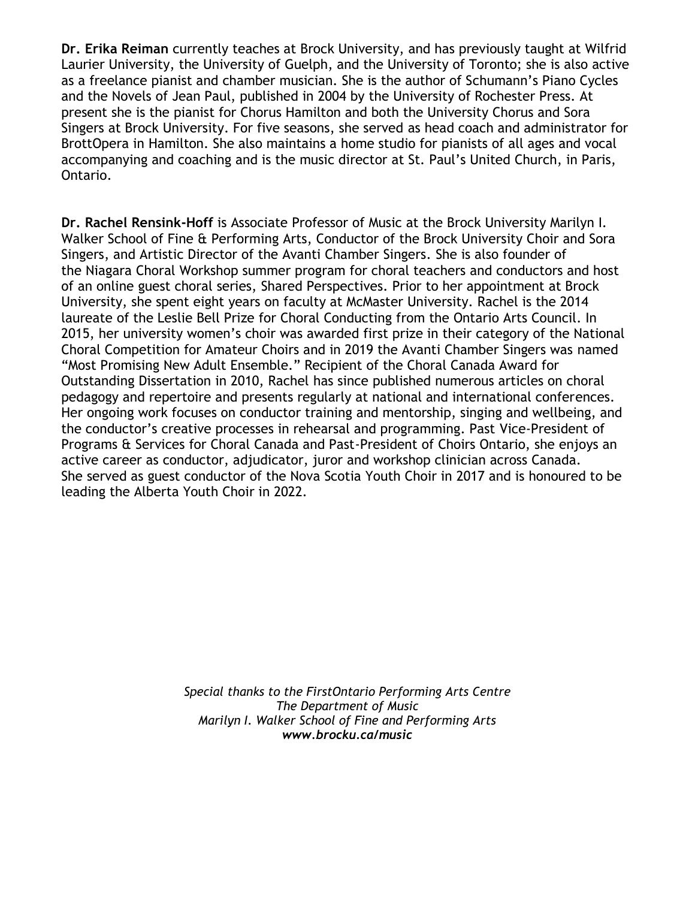**Dr. Erika Reiman** currently teaches at Brock University, and has previously taught at Wilfrid Laurier University, the University of Guelph, and the University of Toronto; she is also active as a freelance pianist and chamber musician. She is the author of Schumann's Piano Cycles and the Novels of Jean Paul, published in 2004 by the University of Rochester Press. At present she is the pianist for Chorus Hamilton and both the University Chorus and Sora Singers at Brock University. For five seasons, she served as head coach and administrator for BrottOpera in Hamilton. She also maintains a home studio for pianists of all ages and vocal accompanying and coaching and is the music director at St. Paul's United Church, in Paris, Ontario.

**Dr. Rachel Rensink-Hoff** is Associate Professor of Music at the Brock University Marilyn I. Walker School of Fine & Performing Arts, Conductor of the Brock University Choir and Sora Singers, and Artistic Director of the Avanti Chamber Singers. She is also founder of the Niagara Choral Workshop summer program for choral teachers and conductors and host of an online guest choral series, Shared Perspectives. Prior to her appointment at Brock University, she spent eight years on faculty at McMaster University. Rachel is the 2014 laureate of the Leslie Bell Prize for Choral Conducting from the Ontario Arts Council. In 2015, her university women's choir was awarded first prize in their category of the National Choral Competition for Amateur Choirs and in 2019 the Avanti Chamber Singers was named "Most Promising New Adult Ensemble." Recipient of the Choral Canada Award for Outstanding Dissertation in 2010, Rachel has since published numerous articles on choral pedagogy and repertoire and presents regularly at national and international conferences. Her ongoing work focuses on conductor training and mentorship, singing and wellbeing, and the conductor's creative processes in rehearsal and programming. Past Vice-President of Programs & Services for Choral Canada and Past-President of Choirs Ontario, she enjoys an active career as conductor, adjudicator, juror and workshop clinician across Canada. She served as guest conductor of the Nova Scotia Youth Choir in 2017 and is honoured to be leading the Alberta Youth Choir in 2022.

*Special thanks to the FirstOntario Performing Arts Centre*
*The Department of Music*
*Marilyn I. Walker School of Fine and Performing Arts*
***www.brocku.ca/music***